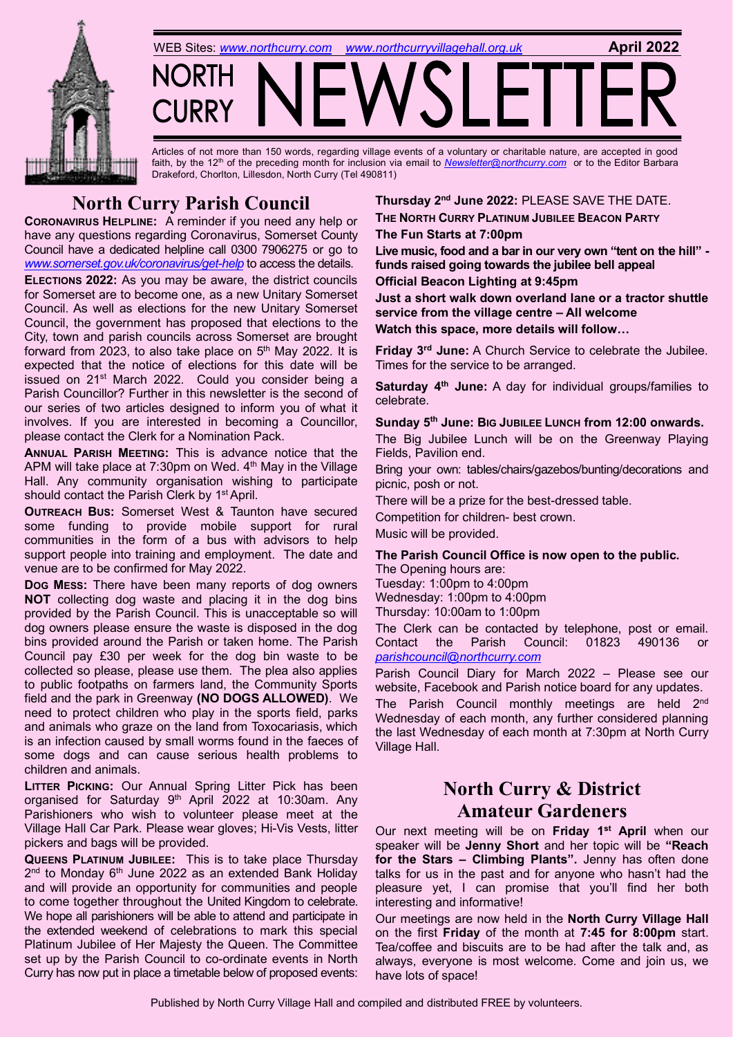WEB Sites: *www.northcurry.com* *www.northcurryvillagehall.org.uk* **April 2022**

# NORTH CURRY NEWSLETTER

Articles of not more than 150 words, regarding village events of a voluntary or charitable nature, are accepted in good faith, by the 12th of the preceding month for inclusion via email to *Newsletter@northcurry.com* or to the Editor Barbara Drakeford, Chorlton, Lillesdon, North Curry (Tel 490811)

## North Curry Parish Council

**CORONAVIRUS HELPLINE:** A reminder if you need any help or have any questions regarding Coronavirus, Somerset County Council have a dedicated helpline call 0300 7906275 or go to *www.somerset.gov.uk/coronavirus/get-help* to access the details.

**ELECTIONS 2022:** As you may be aware, the district councils for Somerset are to become one, as a new Unitary Somerset Council. As well as elections for the new Unitary Somerset Council, the government has proposed that elections to the City, town and parish councils across Somerset are brought forward from 2023, to also take place on 5th May 2022. It is expected that the notice of elections for this date will be issued on 21st March 2022. Could you consider being a Parish Councillor? Further in this newsletter is the second of our series of two articles designed to inform you of what it involves. If you are interested in becoming a Councillor, please contact the Clerk for a Nomination Pack.

**ANNUAL PARISH MEETING:** This is advance notice that the APM will take place at 7:30pm on Wed. 4th May in the Village Hall. Any community organisation wishing to participate should contact the Parish Clerk by 1st April.

**OUTREACH BUS:** Somerset West & Taunton have secured some funding to provide mobile support for rural communities in the form of a bus with advisors to help support people into training and employment. The date and venue are to be confirmed for May 2022.

**DOG MESS:** There have been many reports of dog owners **NOT** collecting dog waste and placing it in the dog bins provided by the Parish Council. This is unacceptable so will dog owners please ensure the waste is disposed in the dog bins provided around the Parish or taken home. The Parish Council pay £30 per week for the dog bin waste to be collected so please, please use them. The plea also applies to public footpaths on farmers land, the Community Sports field and the park in Greenway **(NO DOGS ALLOWED)**. We need to protect children who play in the sports field, parks and animals who graze on the land from Toxocariasis, which is an infection caused by small worms found in the faeces of some dogs and can cause serious health problems to children and animals.

**LITTER PICKING:** Our Annual Spring Litter Pick has been organised for Saturday 9th April 2022 at 10:30am. Any Parishioners who wish to volunteer please meet at the Village Hall Car Park. Please wear gloves; Hi-Vis Vests, litter pickers and bags will be provided.

**QUEENS PLATINUM JUBILEE:** This is to take place Thursday 2nd to Monday 6th June 2022 as an extended Bank Holiday and will provide an opportunity for communities and people to come together throughout the United Kingdom to celebrate. We hope all parishioners will be able to attend and participate in the extended weekend of celebrations to mark this special Platinum Jubilee of Her Majesty the Queen. The Committee set up by the Parish Council to co-ordinate events in North Curry has now put in place a timetable below of proposed events:

**Thursday 2nd June 2022:** PLEASE SAVE THE DATE.

**THE NORTH CURRY PLATINUM JUBILEE BEACON PARTY**

**The Fun Starts at 7:00pm**

**Live music, food and a bar in our very own "tent on the hill" - funds raised going towards the jubilee bell appeal**

**Official Beacon Lighting at 9:45pm**

**Just a short walk down overland lane or a tractor shuttle service from the village centre – All welcome**

**Watch this space, more details will follow…**

**Friday 3rd June:** A Church Service to celebrate the Jubilee. Times for the service to be arranged.

**Saturday 4th June:** A day for individual groups/families to celebrate.

**Sunday 5th June: BIG JUBILEE LUNCH from 12:00 onwards.**

The Big Jubilee Lunch will be on the Greenway Playing Fields, Pavilion end.

Bring your own: tables/chairs/gazebos/bunting/decorations and picnic, posh or not.

There will be a prize for the best-dressed table.

Competition for children- best crown.

Music will be provided.

**The Parish Council Office is now open to the public.**

The Opening hours are:
Tuesday: 1:00pm to 4:00pm
Wednesday: 1:00pm to 4:00pm
Thursday: 10:00am to 1:00pm

The Clerk can be contacted by telephone, post or email. Contact the Parish Council: 01823 490136 or *parishcouncil@northcurry.com*

Parish Council Diary for March 2022 – Please see our website, Facebook and Parish notice board for any updates.

The Parish Council monthly meetings are held 2nd Wednesday of each month, any further considered planning the last Wednesday of each month at 7:30pm at North Curry Village Hall.

## North Curry & District Amateur Gardeners

Our next meeting will be on **Friday 1st April** when our speaker will be **Jenny Short** and her topic will be **"Reach for the Stars – Climbing Plants".** Jenny has often done talks for us in the past and for anyone who hasn't had the pleasure yet, I can promise that you'll find her both interesting and informative!

Our meetings are now held in the **North Curry Village Hall** on the first **Friday** of the month at **7:45 for 8:00pm** start. Tea/coffee and biscuits are to be had after the talk and, as always, everyone is most welcome. Come and join us, we have lots of space!

Published by North Curry Village Hall and compiled and distributed FREE by volunteers.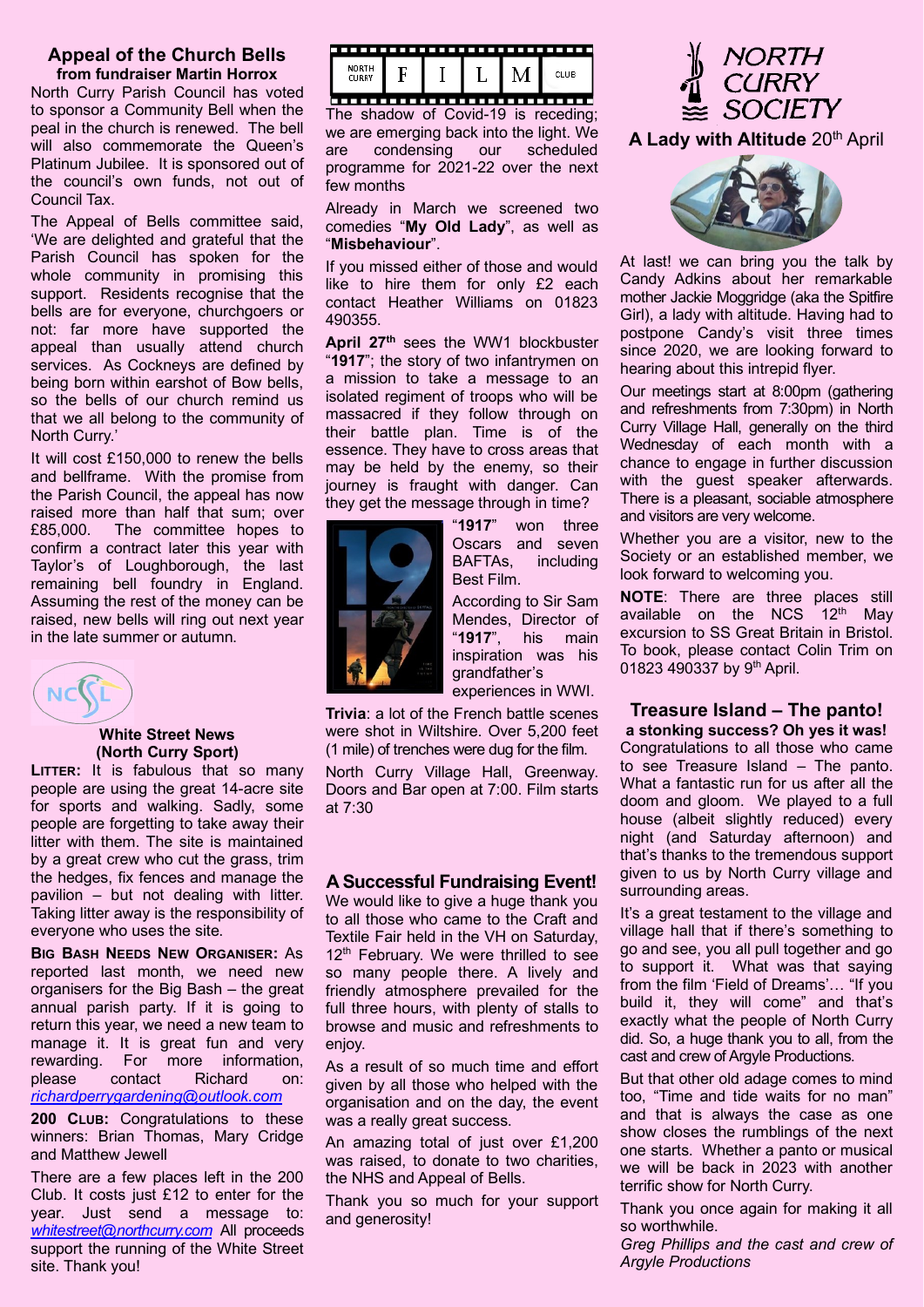## Appeal of the Church Bells

**from fundraiser Martin Horrox**

North Curry Parish Council has voted to sponsor a Community Bell when the peal in the church is renewed. The bell will also commemorate the Queen's Platinum Jubilee. It is sponsored out of the council's own funds, not out of Council Tax.

The Appeal of Bells committee said, 'We are delighted and grateful that the Parish Council has spoken for the whole community in promising this support. Residents recognise that the bells are for everyone, churchgoers or not: far more have supported the appeal than usually attend church services. As Cockneys are defined by being born within earshot of Bow bells, so the bells of our church remind us that we all belong to the community of North Curry.'

It will cost £150,000 to renew the bells and bellframe. With the promise from the Parish Council, the appeal has now raised more than half that sum; over £85,000. The committee hopes to confirm a contract later this year with Taylor's of Loughborough, the last remaining bell foundry in England. Assuming the rest of the money can be raised, new bells will ring out next year in the late summer or autumn.

NCSL

### White Street News (North Curry Sport)

**LITTER:** It is fabulous that so many people are using the great 14-acre site for sports and walking. Sadly, some people are forgetting to take away their litter with them. The site is maintained by a great crew who cut the grass, trim the hedges, fix fences and manage the pavilion – but not dealing with litter. Taking litter away is the responsibility of everyone who uses the site.

**BIG BASH NEEDS NEW ORGANISER:** As reported last month, we need new organisers for the Big Bash – the great annual parish party. If it is going to return this year, we need a new team to manage it. It is great fun and very rewarding. For more information, please contact Richard on: *richardperrygardening@outlook.com*

**200 CLUB:** Congratulations to these winners: Brian Thomas, Mary Cridge and Matthew Jewell

There are a few places left in the 200 Club. It costs just £12 to enter for the year. Just send a message to: *whitestreet@northcurry.com* All proceeds support the running of the White Street site. Thank you!

## NORTH CURRY FILM CLUB

The shadow of Covid-19 is receding; we are emerging back into the light. We are condensing our scheduled programme for 2021-22 over the next few months

Already in March we screened two comedies "**My Old Lady**", as well as "**Misbehaviour**".

If you missed either of those and would like to hire them for only £2 each contact Heather Williams on 01823 490355.

**April 27th** sees the WW1 blockbuster "**1917**"; the story of two infantrymen on a mission to take a message to an isolated regiment of troops who will be massacred if they follow through on their battle plan. Time is of the essence. They have to cross areas that may be held by the enemy, so their journey is fraught with danger. Can they get the message through in time?

"**1917**" won three Oscars and seven BAFTAs, including Best Film.

According to Sir Sam Mendes, Director of "**1917**", his main inspiration was his grandfather's experiences in WWI.

**Trivia**: a lot of the French battle scenes were shot in Wiltshire. Over 5,200 feet (1 mile) of trenches were dug for the film.

North Curry Village Hall, Greenway. Doors and Bar open at 7:00. Film starts at 7:30

## A Successful Fundraising Event!

We would like to give a huge thank you to all those who came to the Craft and Textile Fair held in the VH on Saturday, 12th February. We were thrilled to see so many people there. A lively and friendly atmosphere prevailed for the full three hours, with plenty of stalls to browse and music and refreshments to enjoy.

As a result of so much time and effort given by all those who helped with the organisation and on the day, the event was a really great success.

An amazing total of just over £1,200 was raised, to donate to two charities, the NHS and Appeal of Bells.

Thank you so much for your support and generosity!

## NORTH CURRY SOCIETY

**A Lady with Altitude** 20th April

At last! we can bring you the talk by Candy Adkins about her remarkable mother Jackie Moggridge (aka the Spitfire Girl), a lady with altitude. Having had to postpone Candy's visit three times since 2020, we are looking forward to hearing about this intrepid flyer.

Our meetings start at 8:00pm (gathering and refreshments from 7:30pm) in North Curry Village Hall, generally on the third Wednesday of each month with a chance to engage in further discussion with the guest speaker afterwards. There is a pleasant, sociable atmosphere and visitors are very welcome.

Whether you are a visitor, new to the Society or an established member, we look forward to welcoming you.

**NOTE**: There are three places still available on the NCS 12th May excursion to SS Great Britain in Bristol. To book, please contact Colin Trim on 01823 490337 by 9th April.

## Treasure Island – The panto!

**a stonking success? Oh yes it was!**

Congratulations to all those who came to see Treasure Island – The panto. What a fantastic run for us after all the doom and gloom. We played to a full house (albeit slightly reduced) every night (and Saturday afternoon) and that's thanks to the tremendous support given to us by North Curry village and surrounding areas.

It's a great testament to the village and village hall that if there's something to go and see, you all pull together and go to support it. What was that saying from the film 'Field of Dreams'… "If you build it, they will come" and that's exactly what the people of North Curry did. So, a huge thank you to all, from the cast and crew of Argyle Productions.

But that other old adage comes to mind too, "Time and tide waits for no man" and that is always the case as one show closes the rumblings of the next one starts. Whether a panto or musical we will be back in 2023 with another terrific show for North Curry.

Thank you once again for making it all so worthwhile.

*Greg Phillips and the cast and crew of Argyle Productions*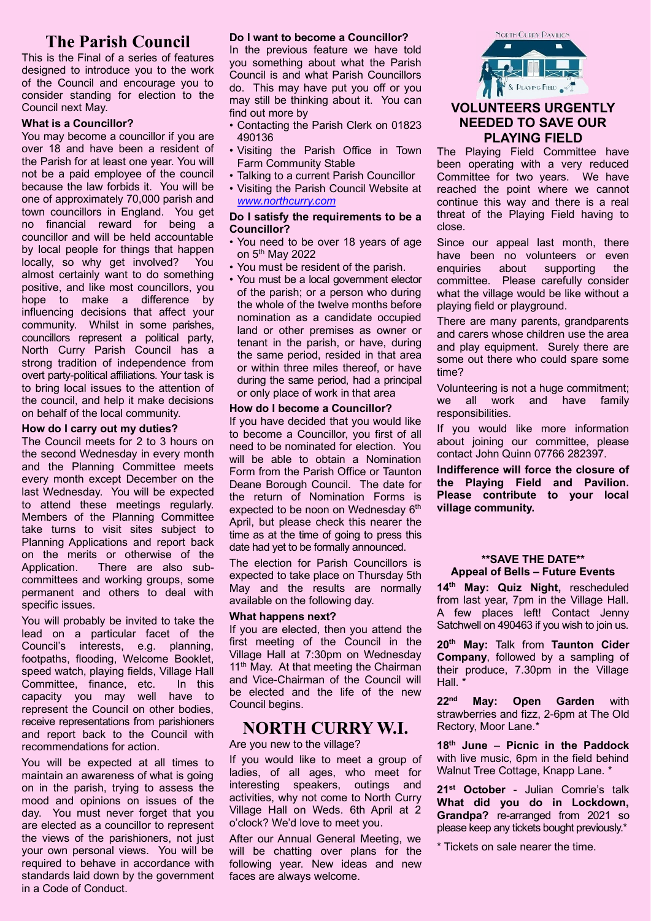# The Parish Council

This is the Final of a series of features designed to introduce you to the work of the Council and encourage you to consider standing for election to the Council next May.

### What is a Councillor?

You may become a councillor if you are over 18 and have been a resident of the Parish for at least one year. You will not be a paid employee of the council because the law forbids it. You will be one of approximately 70,000 parish and town councillors in England. You get no financial reward for being a councillor and will be held accountable by local people for things that happen locally, so why get involved? You almost certainly want to do something positive, and like most councillors, you hope to make a difference by influencing decisions that affect your community. Whilst in some parishes, councillors represent a political party, North Curry Parish Council has a strong tradition of independence from overt party-political affiliations. Your task is to bring local issues to the attention of the council, and help it make decisions on behalf of the local community.

### How do I carry out my duties?

The Council meets for 2 to 3 hours on the second Wednesday in every month and the Planning Committee meets every month except December on the last Wednesday. You will be expected to attend these meetings regularly. Members of the Planning Committee take turns to visit sites subject to Planning Applications and report back on the merits or otherwise of the Application. There are also sub-committees and working groups, some permanent and others to deal with specific issues.

You will probably be invited to take the lead on a particular facet of the Council's interests, e.g. planning, footpaths, flooding, Welcome Booklet, speed watch, playing fields, Village Hall Committee, finance, etc. In this capacity you may well have to represent the Council on other bodies, receive representations from parishioners and report back to the Council with recommendations for action.

You will be expected at all times to maintain an awareness of what is going on in the parish, trying to assess the mood and opinions on issues of the day. You must never forget that you are elected as a councillor to represent the views of the parishioners, not just your own personal views. You will be required to behave in accordance with standards laid down by the government in a Code of Conduct.

### Do I want to become a Councillor?

In the previous feature we have told you something about what the Parish Council is and what Parish Councillors do. This may have put you off or you may still be thinking about it. You can find out more by

- Contacting the Parish Clerk on 01823 490136
- Visiting the Parish Office in Town Farm Community Stable
- Talking to a current Parish Councillor
- Visiting the Parish Council Website at *www.northcurry.com*

### Do I satisfy the requirements to be a Councillor?

- You need to be over 18 years of age on 5th May 2022
- You must be resident of the parish.
- You must be a local government elector of the parish; or a person who during the whole of the twelve months before nomination as a candidate occupied land or other premises as owner or tenant in the parish, or have, during the same period, resided in that area or within three miles thereof, or have during the same period, had a principal or only place of work in that area

### How do I become a Councillor?

If you have decided that you would like to become a Councillor, you first of all need to be nominated for election. You will be able to obtain a Nomination Form from the Parish Office or Taunton Deane Borough Council. The date for the return of Nomination Forms is expected to be noon on Wednesday 6th April, but please check this nearer the time as at the time of going to press this date had yet to be formally announced.

The election for Parish Councillors is expected to take place on Thursday 5th May and the results are normally available on the following day.

### What happens next?

If you are elected, then you attend the first meeting of the Council in the Village Hall at 7:30pm on Wednesday 11th May. At that meeting the Chairman and Vice-Chairman of the Council will be elected and the life of the new Council begins.

# NORTH CURRY W.I.

Are you new to the village?

If you would like to meet a group of ladies, of all ages, who meet for interesting speakers, outings and activities, why not come to North Curry Village Hall on Weds. 6th April at 2 o'clock? We'd love to meet you.

After our Annual General Meeting, we will be chatting over plans for the following year. New ideas and new faces are always welcome.

## VOLUNTEERS URGENTLY NEEDED TO SAVE OUR PLAYING FIELD

The Playing Field Committee have been operating with a very reduced Committee for two years. We have reached the point where we cannot continue this way and there is a real threat of the Playing Field having to close.

Since our appeal last month, there have been no volunteers or even enquiries about supporting the committee. Please carefully consider what the village would be like without a playing field or playground.

There are many parents, grandparents and carers whose children use the area and play equipment. Surely there are some out there who could spare some time?

Volunteering is not a huge commitment; we all work and have family responsibilities.

If you would like more information about joining our committee, please contact John Quinn 07766 282397.

**Indifference will force the closure of the Playing Field and Pavilion. Please contribute to your local village community.**

### **SAVE THE DATE** Appeal of Bells – Future Events

**14th May: Quiz Night,** rescheduled from last year, 7pm in the Village Hall. A few places left! Contact Jenny Satchwell on 490463 if you wish to join us.

**20th May:** Talk from **Taunton Cider Company**, followed by a sampling of their produce, 7.30pm in the Village Hall. *

**22nd May: Open Garden** with strawberries and fizz, 2-6pm at The Old Rectory, Moor Lane.*

**18th June – Picnic in the Paddock** with live music, 6pm in the field behind Walnut Tree Cottage, Knapp Lane. *

**21st October** - Julian Comrie's talk **What did you do in Lockdown, Grandpa?** re-arranged from 2021 so please keep any tickets bought previously.*

* Tickets on sale nearer the time.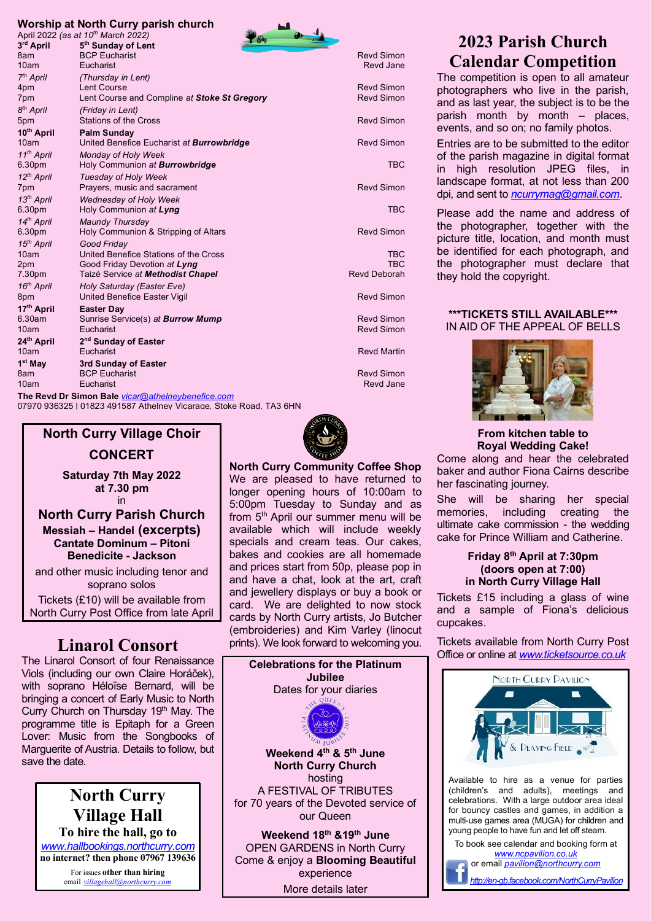## Worship at North Curry parish church

April 2022 *(as at 10th March 2022)*

| | | |
|---|---|---|
| **3rd April** | **5th Sunday of Lent** | |
| 8am | BCP Eucharist | Revd Simon |
| 10am | Eucharist | Revd Jane |
| *7th April* | *(Thursday in Lent)* | |
| 4pm | Lent Course | Revd Simon |
| 7pm | Lent Course and Compline *at **Stoke St Gregory*** | Revd Simon |
| *8th April* | *(Friday in Lent)* | |
| 5pm | Stations of the Cross | Revd Simon |
| **10th April** | **Palm Sunday** | |
| 10am | United Benefice Eucharist *at **Burrowbridge*** | Revd Simon |
| *11th April* | *Monday of Holy Week* | |
| 6.30pm | Holy Communion *at **Burrowbridge*** | TBC |
| *12th April* | *Tuesday of Holy Week* | |
| 7pm | Prayers, music and sacrament | Revd Simon |
| *13th April* | *Wednesday of Holy Week* | |
| 6.30pm | Holy Communion *at **Lyng*** | TBC |
| *14th April* | *Maundy Thursday* | |
| 6.30pm | Holy Communion & Stripping of Altars | Revd Simon |
| *15th April* | *Good Friday* | |
| 10am | United Benefice Stations of the Cross | TBC |
| 2pm | Good Friday Devotion *at **Lyng*** | TBC |
| 7.30pm | Taizé Service *at **Methodist Chapel*** | Revd Deborah |
| *16th April* | *Holy Saturday (Easter Eve)* | |
| 8pm | United Benefice Easter Vigil | Revd Simon |
| **17th April** | **Easter Day** | |
| 6.30am | Sunrise Service(s) *at **Burrow Mump*** | Revd Simon |
| 10am | Eucharist | Revd Simon |
| **24th April** | **2nd Sunday of Easter** | |
| 10am | Eucharist | Revd Martin |
| **1st May** | **3rd Sunday of Easter** | |
| 8am | BCP Eucharist | Revd Simon |
| 10am | Eucharist | Revd Jane |

**The Revd Dr Simon Bale** *vicar@athelneybenefice.com*
07970 936325 | 01823 491587 Athelney Vicarage, Stoke Road, TA3 6HN

# 2023 Parish Church Calendar Competition

The competition is open to all amateur photographers who live in the parish, and as last year, the subject is to be the parish month by month – places, events, and so on; no family photos.

Entries are to be submitted to the editor of the parish magazine in digital format in high resolution JPEG files, in landscape format, at not less than 200 dpi, and sent to *ncurrymag@gmail.com*.

Please add the name and address of the photographer, together with the picture title, location, and month must be identified for each photograph, and the photographer must declare that they hold the copyright.

**\*\*\*TICKETS STILL AVAILABLE\*\*\***
IN AID OF THE APPEAL OF BELLS

**From kitchen table to Royal Wedding Cake!**

Come along and hear the celebrated baker and author Fiona Cairns describe her fascinating journey.

She will be sharing her special memories, including creating the ultimate cake commission - the wedding cake for Prince William and Catherine.

**Friday 8th April at 7:30pm (doors open at 7:00) in North Curry Village Hall**

Tickets £15 including a glass of wine and a sample of Fiona's delicious cupcakes.

Tickets available from North Curry Post Office or online at *www.ticketsource.co.uk*

## North Curry Village Choir CONCERT

**Saturday 7th May 2022 at 7.30 pm**
in
**North Curry Parish Church**
**Messiah – Handel (excerpts)**
**Cantate Dominum – Pitoni**
**Benedicite - Jackson**

and other music including tenor and soprano solos

Tickets (£10) will be available from North Curry Post Office from late April

## Linarol Consort

The Linarol Consort of four Renaissance Viols (including our own Claire Horáček), with soprano Héloïse Bernard, will be bringing a concert of Early Music to North Curry Church on Thursday 19th May. The programme title is Epitaph for a Green Lover: Music from the Songbooks of Marguerite of Austria. Details to follow, but save the date.

## North Curry Village Hall

**To hire the hall, go to**
*www.hallbookings.northcurry.com*
**no internet? then phone 07967 139636**

For issues **other than hiring**
email *villagehall@northcurry.com*

**North Curry Community Coffee Shop**

We are pleased to have returned to longer opening hours of 10:00am to 5:00pm Tuesday to Sunday and as from 5th April our summer menu will be available which will include weekly specials and cream teas. Our cakes, bakes and cookies are all homemade and prices start from 50p, please pop in and have a chat, look at the art, craft and jewellery displays or buy a book or card. We are delighted to now stock cards by North Curry artists, Jo Butcher (embroideries) and Kim Varley (linocut prints). We look forward to welcoming you.

**Celebrations for the Platinum Jubilee**
Dates for your diaries

**Weekend 4th & 5th June**
**North Curry Church**
hosting
A FESTIVAL OF TRIBUTES
for 70 years of the Devoted service of our Queen

**Weekend 18th &19th June**
OPEN GARDENS in North Curry
Come & enjoy a **Blooming Beautiful** experience
More details later

NORTH CURRY PAVILION & PLAYING FIELD

Available to hire as a venue for parties (children's and adults), meetings and celebrations. With a large outdoor area ideal for bouncy castles and games, in addition a multi-use games area (MUGA) for children and young people to have fun and let off steam.

To book see calendar and booking form at *www.ncpavilion.co.uk* or email *pavilion@northcurry.com*
*http://en-gb.facebook.com/NorthCurryPavilion*